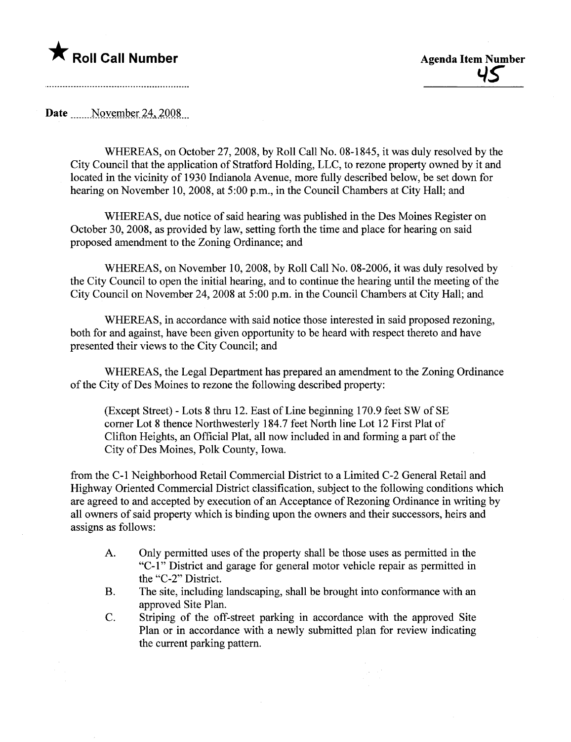★ **Roll Call Number**

**Agenda Item Number**
45

**Date** November 24, 2008

WHEREAS, on October 27, 2008, by Roll Call No. 08-1845, it was duly resolved by the City Council that the application of Stratford Holding, LLC, to rezone property owned by it and located in the vicinity of 1930 Indianola Avenue, more fully described below, be set down for hearing on November 10, 2008, at 5:00 p.m., in the Council Chambers at City Hall; and

WHEREAS, due notice of said hearing was published in the Des Moines Register on October 30, 2008, as provided by law, setting forth the time and place for hearing on said proposed amendment to the Zoning Ordinance; and

WHEREAS, on November 10, 2008, by Roll Call No. 08-2006, it was duly resolved by the City Council to open the initial hearing, and to continue the hearing until the meeting of the City Council on November 24, 2008 at 5:00 p.m. in the Council Chambers at City Hall; and

WHEREAS, in accordance with said notice those interested in said proposed rezoning, both for and against, have been given opportunity to be heard with respect thereto and have presented their views to the City Council; and

WHEREAS, the Legal Department has prepared an amendment to the Zoning Ordinance of the City of Des Moines to rezone the following described property:

(Except Street) - Lots 8 thru 12. East of Line beginning 170.9 feet SW of SE corner Lot 8 thence Northwesterly 184.7 feet North line Lot 12 First Plat of Clifton Heights, an Official Plat, all now included in and forming a part of the City of Des Moines, Polk County, Iowa.

from the C-1 Neighborhood Retail Commercial District to a Limited C-2 General Retail and Highway Oriented Commercial District classification, subject to the following conditions which are agreed to and accepted by execution of an Acceptance of Rezoning Ordinance in writing by all owners of said property which is binding upon the owners and their successors, heirs and assigns as follows:

A. Only permitted uses of the property shall be those uses as permitted in the "C-1" District and garage for general motor vehicle repair as permitted in the "C-2" District.
B. The site, including landscaping, shall be brought into conformance with an approved Site Plan.
C. Striping of the off-street parking in accordance with the approved Site Plan or in accordance with a newly submitted plan for review indicating the current parking pattern.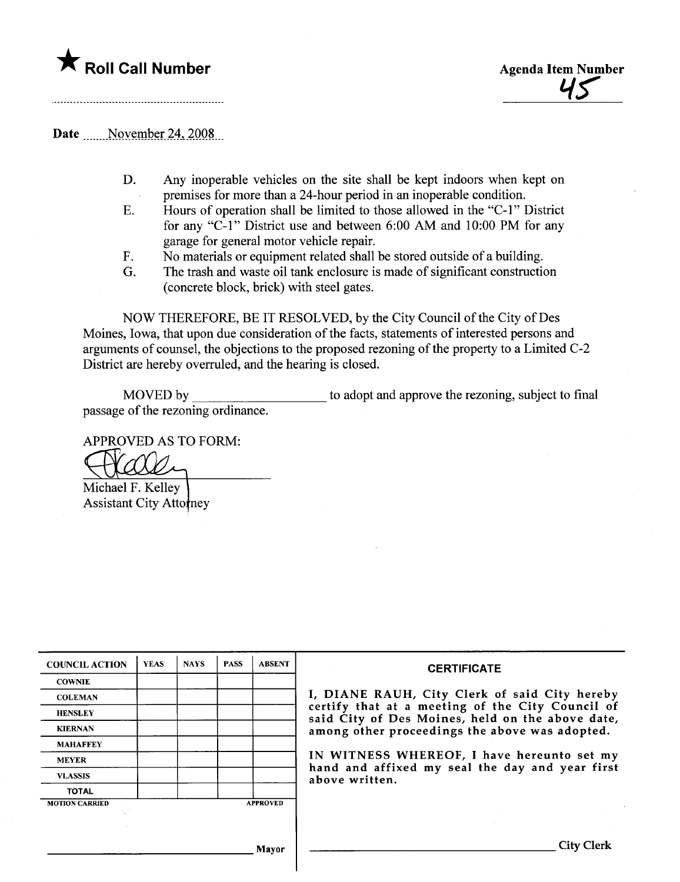★ **Roll Call Number**

**Agenda Item Number**
45

Date November 24, 2008

D. Any inoperable vehicles on the site shall be kept indoors when kept on premises for more than a 24-hour period in an inoperable condition.

E. Hours of operation shall be limited to those allowed in the "C-1" District for any "C-1" District use and between 6:00 AM and 10:00 PM for any garage for general motor vehicle repair.

F. No materials or equipment related shall be stored outside of a building.

G. The trash and waste oil tank enclosure is made of significant construction (concrete block, brick) with steel gates.

NOW THEREFORE, BE IT RESOLVED, by the City Council of the City of Des Moines, Iowa, that upon due consideration of the facts, statements of interested persons and arguments of counsel, the objections to the proposed rezoning of the property to a Limited C-2 District are hereby overruled, and the hearing is closed.

MOVED by ____________________ to adopt and approve the rezoning, subject to final passage of the rezoning ordinance.

APPROVED AS TO FORM:

Michael F. Kelley
Assistant City Attorney

| COUNCIL ACTION | YEAS | NAYS | PASS | ABSENT |
|---|---|---|---|---|
| COWNIE | | | | |
| COLEMAN | | | | |
| HENSLEY | | | | |
| KIERNAN | | | | |
| MAHAFFEY | | | | |
| MEYER | | | | |
| VLASSIS | | | | |
| TOTAL | | | | |
| MOTION CARRIED | | | | APPROVED |

______________________________ Mayor

**CERTIFICATE**

I, DIANE RAUH, City Clerk of said City hereby certify that at a meeting of the City Council of said City of Des Moines, held on the above date, among other proceedings the above was adopted.

IN WITNESS WHEREOF, I have hereunto set my hand and affixed my seal the day and year first above written.

______________________________ City Clerk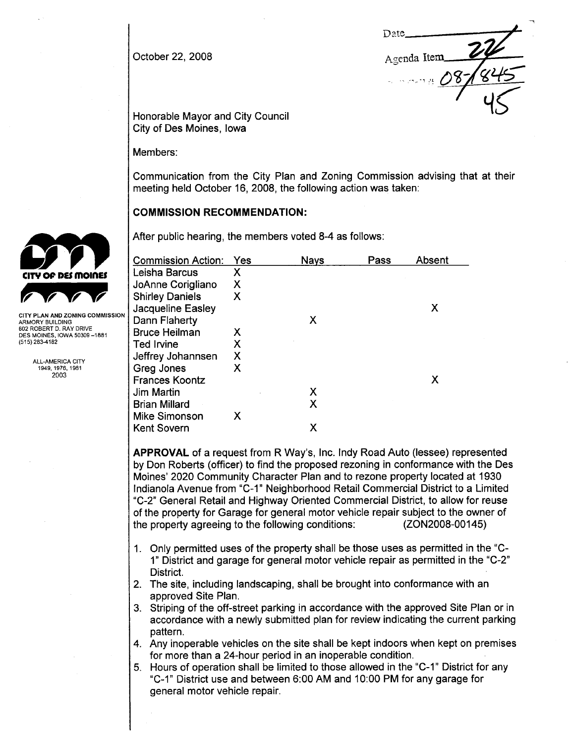October 22, 2008

Date\_\_\_\_\_\_\_\_\_\_

Agenda Item 22

08-1845

45

Honorable Mayor and City Council
City of Des Moines, Iowa

Members:

Communication from the City Plan and Zoning Commission advising that at their meeting held October 16, 2008, the following action was taken:

CITY PLAN AND ZONING COMMISSION
ARMORY BUILDING
602 ROBERT D. RAY DRIVE
DES MOINES, IOWA 50309-1881
(515) 283-4182

ALL-AMERICA CITY
1949, 1976, 1981
2003

## COMMISSION RECOMMENDATION:

After public hearing, the members voted 8-4 as follows:

| Commission Action: | Yes | Nays | Pass | Absent |
|---|---|---|---|---|
| Leisha Barcus | X | | | |
| JoAnne Corigliano | X | | | |
| Shirley Daniels | X | | | |
| Jacqueline Easley | | | | X |
| Dann Flaherty | | X | | |
| Bruce Heilman | X | | | |
| Ted Irvine | X | | | |
| Jeffrey Johannsen | X | | | |
| Greg Jones | X | | | |
| Frances Koontz | | | | X |
| Jim Martin | | X | | |
| Brian Millard | | X | | |
| Mike Simonson | X | | | |
| Kent Sovern | | X | | |

**APPROVAL** of a request from R Way's, Inc. Indy Road Auto (lessee) represented by Don Roberts (officer) to find the proposed rezoning in conformance with the Des Moines' 2020 Community Character Plan and to rezone property located at 1930 Indianola Avenue from "C-1" Neighborhood Retail Commercial District to a Limited "C-2" General Retail and Highway Oriented Commercial District, to allow for reuse of the property for Garage for general motor vehicle repair subject to the owner of the property agreeing to the following conditions: (ZON2008-00145)

1. Only permitted uses of the property shall be those uses as permitted in the "C-1" District and garage for general motor vehicle repair as permitted in the "C-2" District.
2. The site, including landscaping, shall be brought into conformance with an approved Site Plan.
3. Striping of the off-street parking in accordance with the approved Site Plan or in accordance with a newly submitted plan for review indicating the current parking pattern.
4. Any inoperable vehicles on the site shall be kept indoors when kept on premises for more than a 24-hour period in an inoperable condition.
5. Hours of operation shall be limited to those allowed in the "C-1" District for any "C-1" District use and between 6:00 AM and 10:00 PM for any garage for general motor vehicle repair.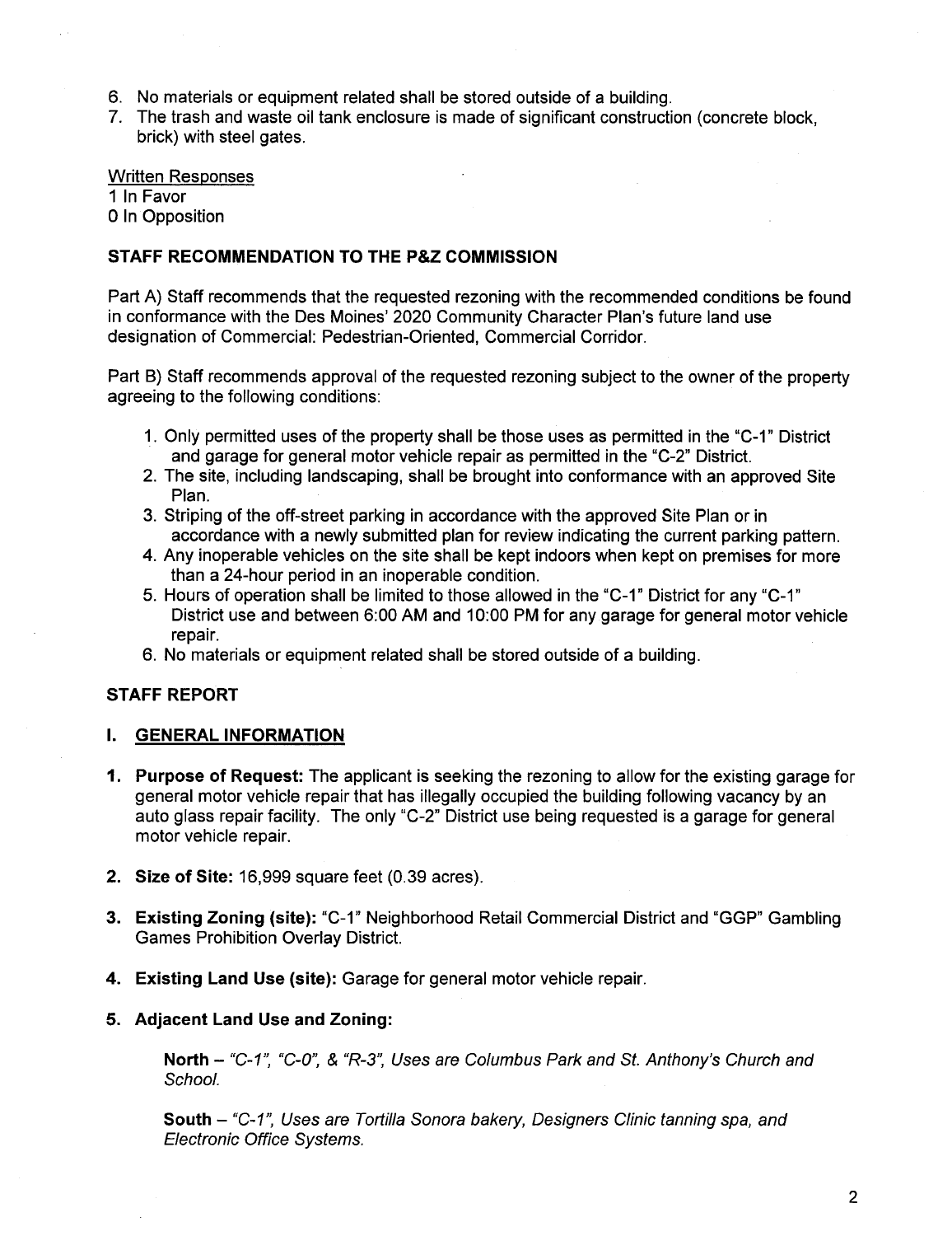6. No materials or equipment related shall be stored outside of a building.
7. The trash and waste oil tank enclosure is made of significant construction (concrete block, brick) with steel gates.

Written Responses
1 In Favor
0 In Opposition

**STAFF RECOMMENDATION TO THE P&Z COMMISSION**

Part A) Staff recommends that the requested rezoning with the recommended conditions be found in conformance with the Des Moines' 2020 Community Character Plan's future land use designation of Commercial: Pedestrian-Oriented, Commercial Corridor.

Part B) Staff recommends approval of the requested rezoning subject to the owner of the property agreeing to the following conditions:

1. Only permitted uses of the property shall be those uses as permitted in the "C-1" District and garage for general motor vehicle repair as permitted in the "C-2" District.
2. The site, including landscaping, shall be brought into conformance with an approved Site Plan.
3. Striping of the off-street parking in accordance with the approved Site Plan or in accordance with a newly submitted plan for review indicating the current parking pattern.
4. Any inoperable vehicles on the site shall be kept indoors when kept on premises for more than a 24-hour period in an inoperable condition.
5. Hours of operation shall be limited to those allowed in the "C-1" District for any "C-1" District use and between 6:00 AM and 10:00 PM for any garage for general motor vehicle repair.
6. No materials or equipment related shall be stored outside of a building.

**STAFF REPORT**

**I. GENERAL INFORMATION**

1. **Purpose of Request:** The applicant is seeking the rezoning to allow for the existing garage for general motor vehicle repair that has illegally occupied the building following vacancy by an auto glass repair facility. The only "C-2" District use being requested is a garage for general motor vehicle repair.

2. **Size of Site:** 16,999 square feet (0.39 acres).

3. **Existing Zoning (site):** "C-1" Neighborhood Retail Commercial District and "GGP" Gambling Games Prohibition Overlay District.

4. **Existing Land Use (site):** Garage for general motor vehicle repair.

5. **Adjacent Land Use and Zoning:**

   **North** – *"C-1", "C-0", & "R-3", Uses are Columbus Park and St. Anthony's Church and School.*

   **South** – *"C-1", Uses are Tortilla Sonora bakery, Designers Clinic tanning spa, and Electronic Office Systems.*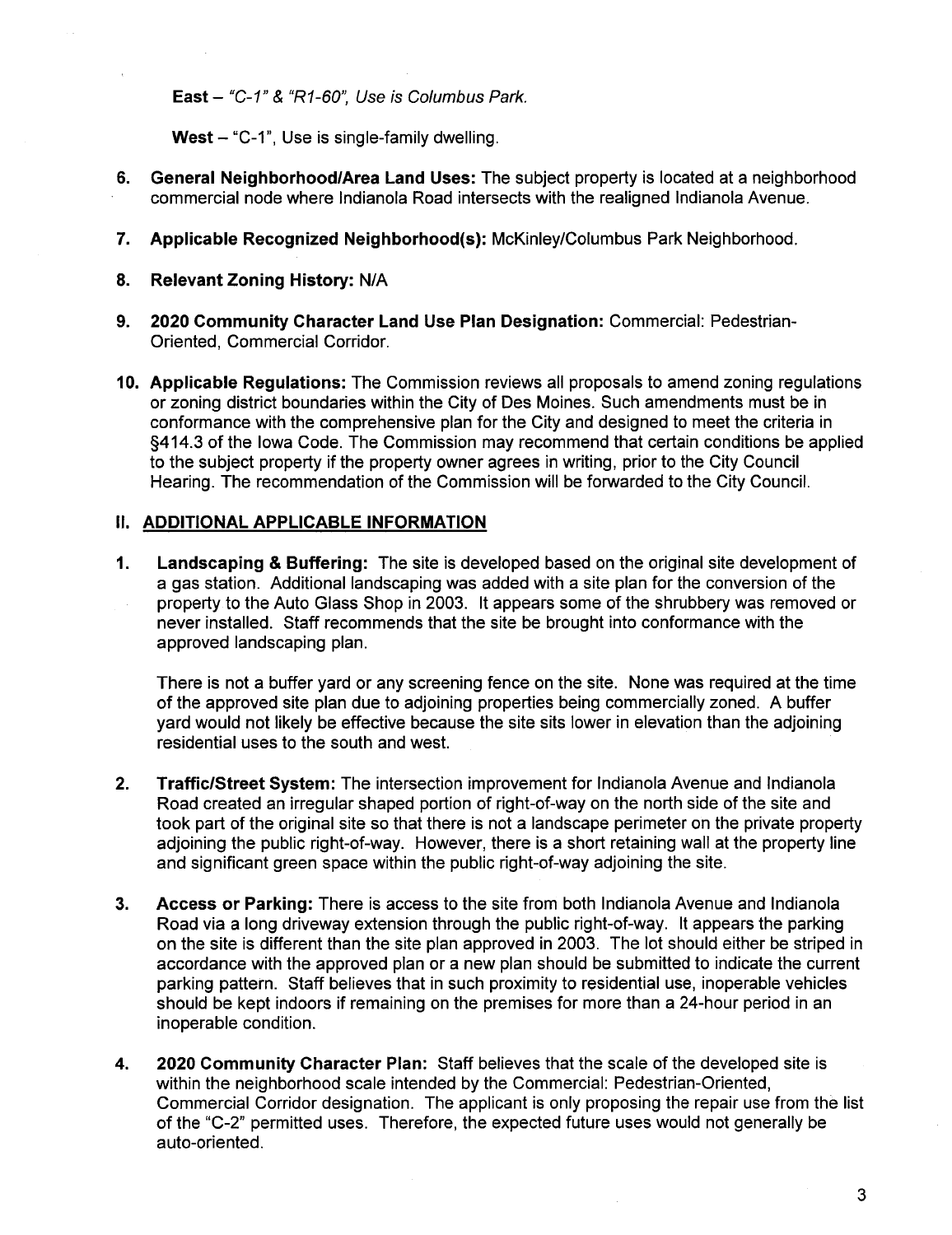**East** – *"C-1" & "R1-60", Use is Columbus Park.*

**West** – "C-1", Use is single-family dwelling.

6. **General Neighborhood/Area Land Uses:** The subject property is located at a neighborhood commercial node where Indianola Road intersects with the realigned Indianola Avenue.

7. **Applicable Recognized Neighborhood(s):** McKinley/Columbus Park Neighborhood.

8. **Relevant Zoning History:** N/A

9. **2020 Community Character Land Use Plan Designation:** Commercial: Pedestrian-Oriented, Commercial Corridor.

10. **Applicable Regulations:** The Commission reviews all proposals to amend zoning regulations or zoning district boundaries within the City of Des Moines. Such amendments must be in conformance with the comprehensive plan for the City and designed to meet the criteria in §414.3 of the Iowa Code. The Commission may recommend that certain conditions be applied to the subject property if the property owner agrees in writing, prior to the City Council Hearing. The recommendation of the Commission will be forwarded to the City Council.

## II. ADDITIONAL APPLICABLE INFORMATION

1. **Landscaping & Buffering:** The site is developed based on the original site development of a gas station. Additional landscaping was added with a site plan for the conversion of the property to the Auto Glass Shop in 2003. It appears some of the shrubbery was removed or never installed. Staff recommends that the site be brought into conformance with the approved landscaping plan.

   There is not a buffer yard or any screening fence on the site. None was required at the time of the approved site plan due to adjoining properties being commercially zoned. A buffer yard would not likely be effective because the site sits lower in elevation than the adjoining residential uses to the south and west.

2. **Traffic/Street System:** The intersection improvement for Indianola Avenue and Indianola Road created an irregular shaped portion of right-of-way on the north side of the site and took part of the original site so that there is not a landscape perimeter on the private property adjoining the public right-of-way. However, there is a short retaining wall at the property line and significant green space within the public right-of-way adjoining the site.

3. **Access or Parking:** There is access to the site from both Indianola Avenue and Indianola Road via a long driveway extension through the public right-of-way. It appears the parking on the site is different than the site plan approved in 2003. The lot should either be striped in accordance with the approved plan or a new plan should be submitted to indicate the current parking pattern. Staff believes that in such proximity to residential use, inoperable vehicles should be kept indoors if remaining on the premises for more than a 24-hour period in an inoperable condition.

4. **2020 Community Character Plan:** Staff believes that the scale of the developed site is within the neighborhood scale intended by the Commercial: Pedestrian-Oriented, Commercial Corridor designation. The applicant is only proposing the repair use from the list of the "C-2" permitted uses. Therefore, the expected future uses would not generally be auto-oriented.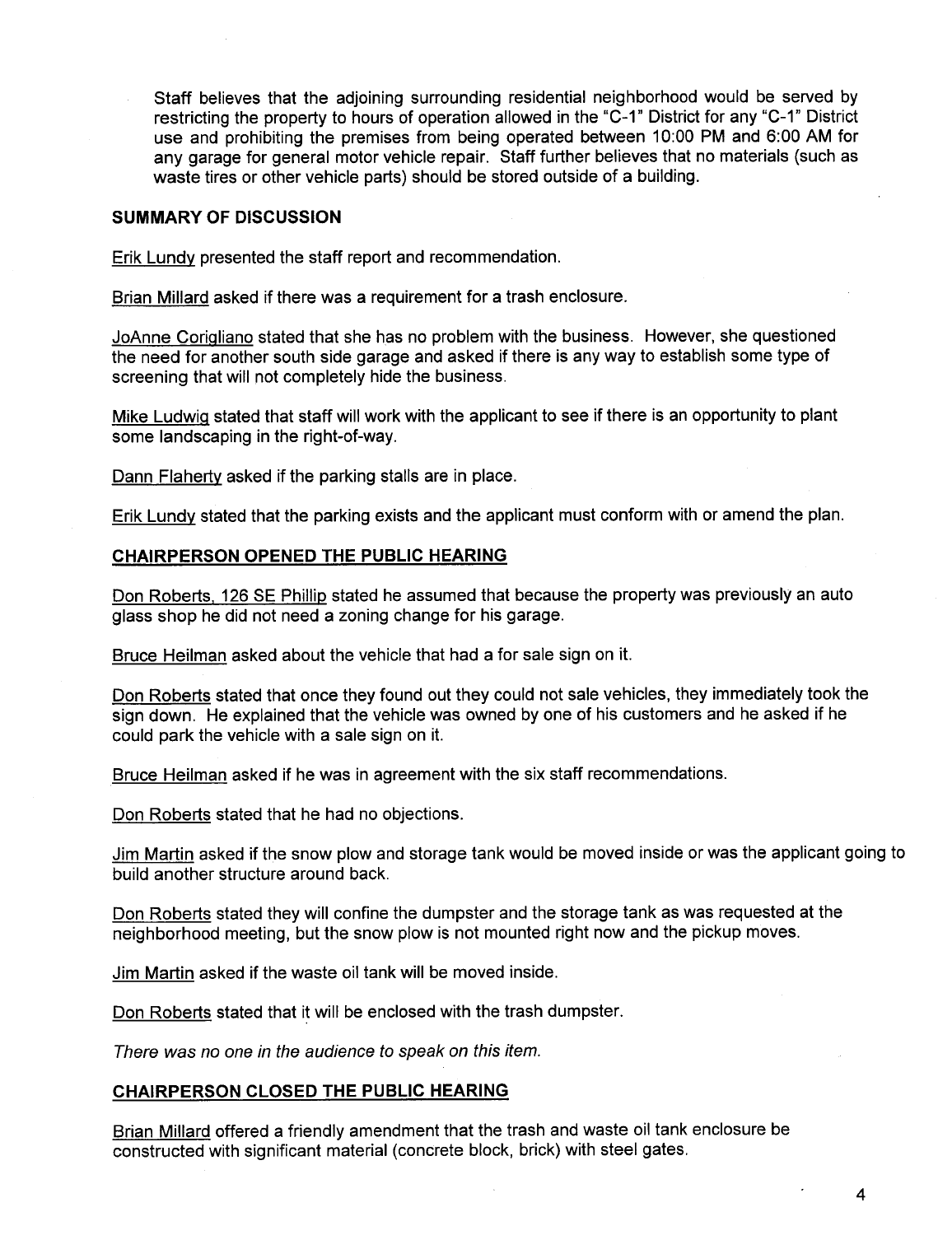Staff believes that the adjoining surrounding residential neighborhood would be served by restricting the property to hours of operation allowed in the "C-1" District for any "C-1" District use and prohibiting the premises from being operated between 10:00 PM and 6:00 AM for any garage for general motor vehicle repair. Staff further believes that no materials (such as waste tires or other vehicle parts) should be stored outside of a building.

**SUMMARY OF DISCUSSION**

Erik Lundy presented the staff report and recommendation.

Brian Millard asked if there was a requirement for a trash enclosure.

JoAnne Corigliano stated that she has no problem with the business. However, she questioned the need for another south side garage and asked if there is any way to establish some type of screening that will not completely hide the business.

Mike Ludwig stated that staff will work with the applicant to see if there is an opportunity to plant some landscaping in the right-of-way.

Dann Flaherty asked if the parking stalls are in place.

Erik Lundy stated that the parking exists and the applicant must conform with or amend the plan.

**CHAIRPERSON OPENED THE PUBLIC HEARING**

Don Roberts, 126 SE Phillip stated he assumed that because the property was previously an auto glass shop he did not need a zoning change for his garage.

Bruce Heilman asked about the vehicle that had a for sale sign on it.

Don Roberts stated that once they found out they could not sale vehicles, they immediately took the sign down. He explained that the vehicle was owned by one of his customers and he asked if he could park the vehicle with a sale sign on it.

Bruce Heilman asked if he was in agreement with the six staff recommendations.

Don Roberts stated that he had no objections.

Jim Martin asked if the snow plow and storage tank would be moved inside or was the applicant going to build another structure around back.

Don Roberts stated they will confine the dumpster and the storage tank as was requested at the neighborhood meeting, but the snow plow is not mounted right now and the pickup moves.

Jim Martin asked if the waste oil tank will be moved inside.

Don Roberts stated that it will be enclosed with the trash dumpster.

*There was no one in the audience to speak on this item.*

**CHAIRPERSON CLOSED THE PUBLIC HEARING**

Brian Millard offered a friendly amendment that the trash and waste oil tank enclosure be constructed with significant material (concrete block, brick) with steel gates.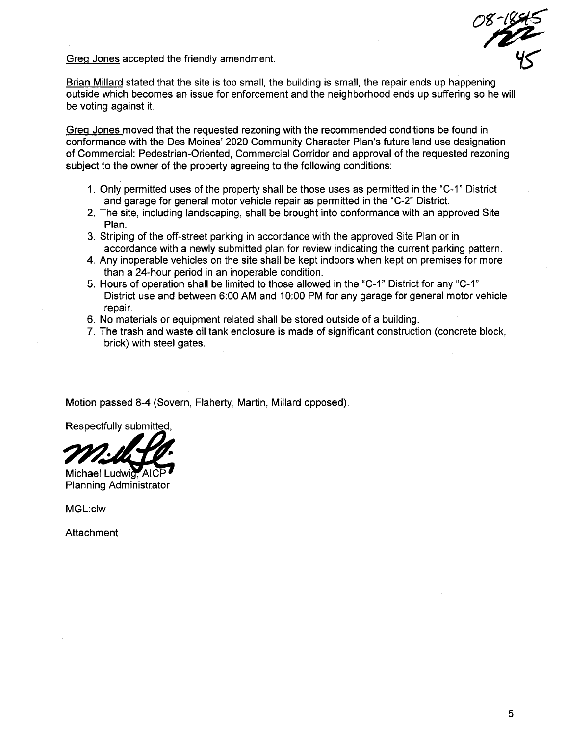08-1845
45

Greg Jones accepted the friendly amendment.

Brian Millard stated that the site is too small, the building is small, the repair ends up happening outside which becomes an issue for enforcement and the neighborhood ends up suffering so he will be voting against it.

Greg Jones moved that the requested rezoning with the recommended conditions be found in conformance with the Des Moines' 2020 Community Character Plan's future land use designation of Commercial: Pedestrian-Oriented, Commercial Corridor and approval of the requested rezoning subject to the owner of the property agreeing to the following conditions:

1. Only permitted uses of the property shall be those uses as permitted in the "C-1" District and garage for general motor vehicle repair as permitted in the "C-2" District.
2. The site, including landscaping, shall be brought into conformance with an approved Site Plan.
3. Striping of the off-street parking in accordance with the approved Site Plan or in accordance with a newly submitted plan for review indicating the current parking pattern.
4. Any inoperable vehicles on the site shall be kept indoors when kept on premises for more than a 24-hour period in an inoperable condition.
5. Hours of operation shall be limited to those allowed in the "C-1" District for any "C-1" District use and between 6:00 AM and 10:00 PM for any garage for general motor vehicle repair.
6. No materials or equipment related shall be stored outside of a building.
7. The trash and waste oil tank enclosure is made of significant construction (concrete block, brick) with steel gates.

Motion passed 8-4 (Sovern, Flaherty, Martin, Millard opposed).

Respectfully submitted,

Michael Ludwig, AICP
Planning Administrator

MGL:clw

Attachment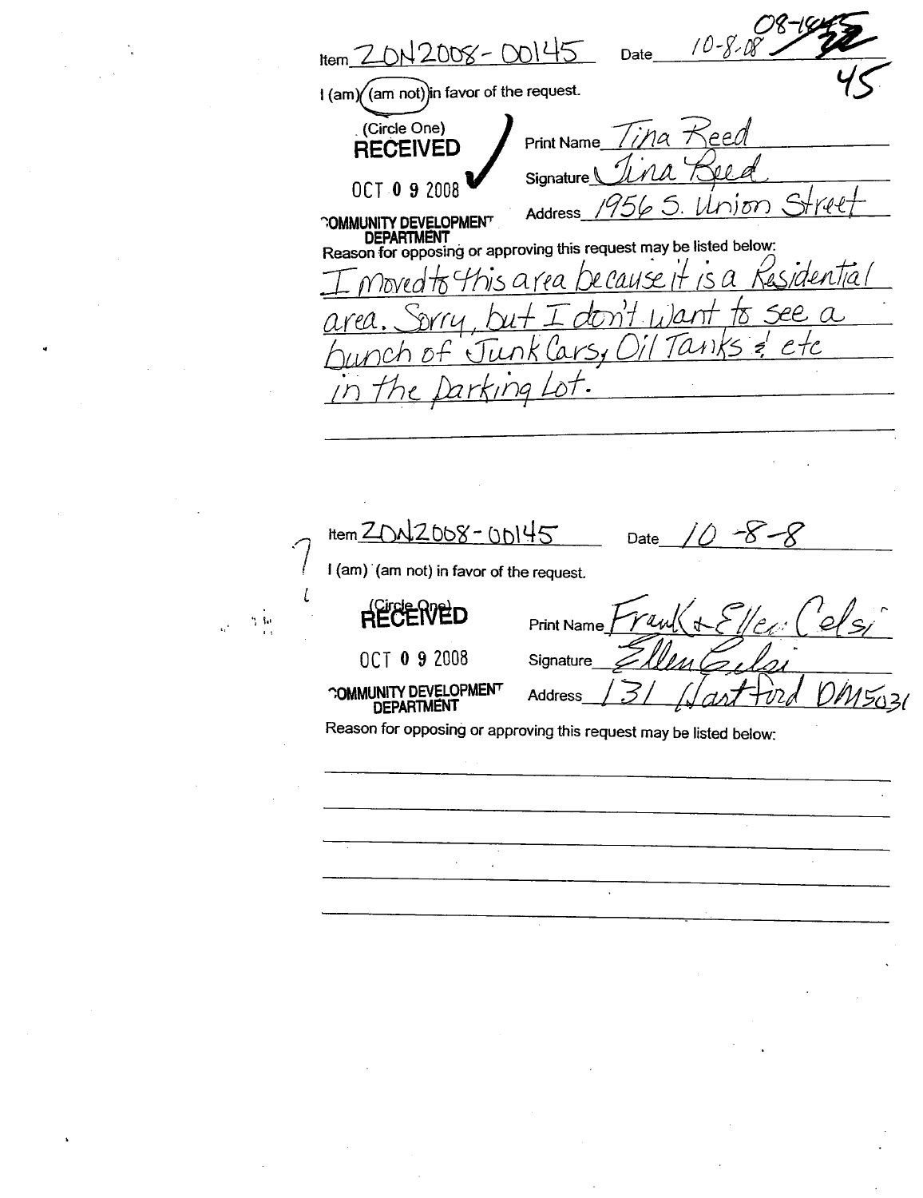Item ZON2008-00145 Date 10-8-08

08-1445
45

I (am) (am not) in favor of the request.

(Circle One)

**RECEIVED**

OCT 0 9 2008

COMMUNITY DEVELOPMENT DEPARTMENT

✓

Print Name Tina Reed

Signature Tina Reed

Address 1956 S. Union Street

Reason for opposing or approving this request may be listed below:

I moved to this area because it is a Residential area. Sorry, but I don't want to see a bunch of Junk Cars, Oil Tanks & etc in the Parking Lot.

---

Item ZON2008-00145 Date 10-8-8

7

I (am) (am not) in favor of the request.

(Circle One)

**RECEIVED**

OCT 0 9 2008

COMMUNITY DEVELOPMENT DEPARTMENT

Print Name Frank & Ellen Celsi

Signature Ellen Celsi

Address 131 Hartford DM5031

Reason for opposing or approving this request may be listed below: